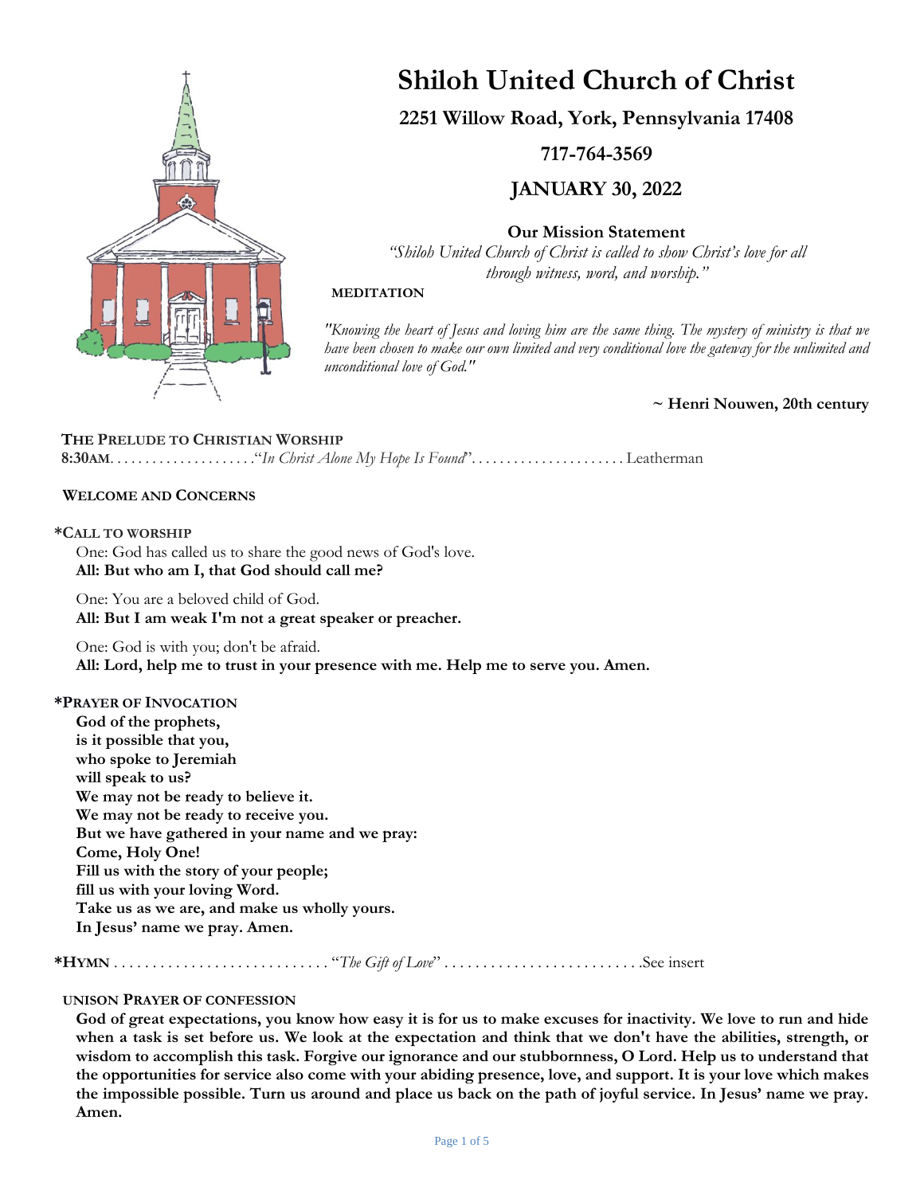# Shiloh United Church of Christ

**2251 Willow Road, York, Pennsylvania 17408**

**717-764-3569**

**JANUARY 30, 2022**

**Our Mission Statement**

*"Shiloh United Church of Christ is called to show Christ's love for all through witness, word, and worship."*

**MEDITATION**

*"Knowing the heart of Jesus and loving him are the same thing. The mystery of ministry is that we have been chosen to make our own limited and very conditional love the gateway for the unlimited and unconditional love of God."*

**~ Henri Nouwen, 20th century**

**THE PRELUDE TO CHRISTIAN WORSHIP**

**8:30AM**. . . . . . . . . . . . . . . . . . . ."*In Christ Alone My Hope Is Found*". . . . . . . . . . . . . . . . . . . . . Leatherman

**WELCOME AND CONCERNS**

**\*CALL TO WORSHIP**

One: God has called us to share the good news of God's love.
**All: But who am I, that God should call me?**

One: You are a beloved child of God.
**All: But I am weak I'm not a great speaker or preacher.**

One: God is with you; don't be afraid.
**All: Lord, help me to trust in your presence with me. Help me to serve you. Amen.**

**\*PRAYER OF INVOCATION**

**God of the prophets,**
**is it possible that you,**
**who spoke to Jeremiah**
**will speak to us?**
**We may not be ready to believe it.**
**We may not be ready to receive you.**
**But we have gathered in your name and we pray:**
**Come, Holy One!**
**Fill us with the story of your people;**
**fill us with your loving Word.**
**Take us as we are, and make us wholly yours.**
**In Jesus' name we pray. Amen.**

**\*HYMN** . . . . . . . . . . . . . . . . . . . . . . . . . . . "*The Gift of Love*" . . . . . . . . . . . . . . . . . . . . . . . . .See insert

**UNISON PRAYER OF CONFESSION**

**God of great expectations, you know how easy it is for us to make excuses for inactivity. We love to run and hide when a task is set before us. We look at the expectation and think that we don't have the abilities, strength, or wisdom to accomplish this task. Forgive our ignorance and our stubbornness, O Lord. Help us to understand that the opportunities for service also come with your abiding presence, love, and support. It is your love which makes the impossible possible. Turn us around and place us back on the path of joyful service. In Jesus' name we pray. Amen.**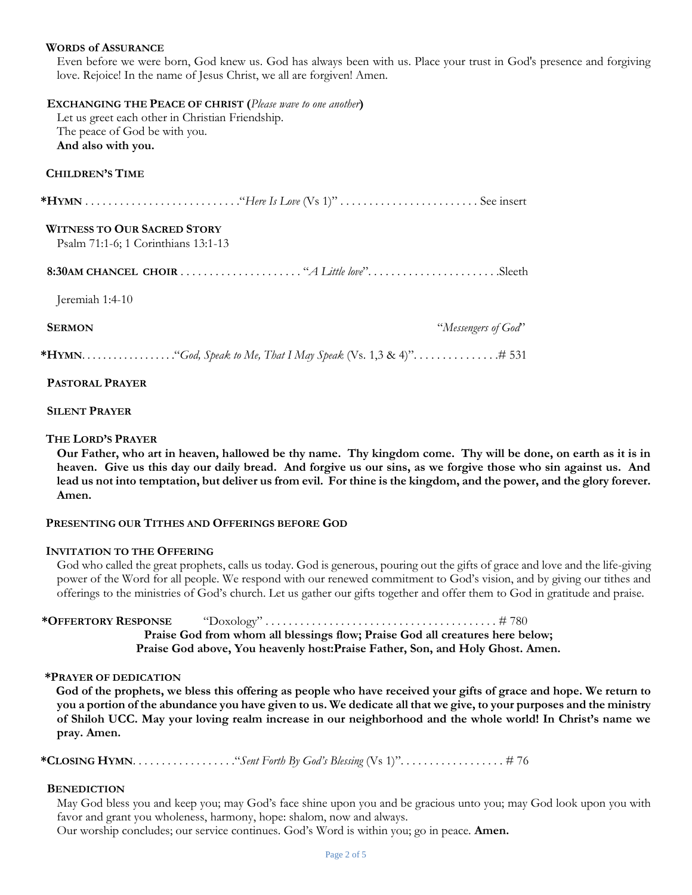**WORDS of ASSURANCE**

Even before we were born, God knew us. God has always been with us. Place your trust in God's presence and forgiving love. Rejoice! In the name of Jesus Christ, we all are forgiven! Amen.

**EXCHANGING THE PEACE OF CHRIST (***Please wave to one another***)**

Let us greet each other in Christian Friendship.
The peace of God be with you.
**And also with you.**

**CHILDREN'S TIME**

***HYMN** . . . . . . . . . . . . . . . . . . . . . . . . . . "*Here Is Love* (Vs 1)" . . . . . . . . . . . . . . . . . . . . . . . . See insert

**WITNESS TO OUR SACRED STORY**

Psalm 71:1-6; 1 Corinthians 13:1-13

**8:30AM CHANCEL CHOIR** . . . . . . . . . . . . . . . . . . . . . "*A Little love*". . . . . . . . . . . . . . . . . . . . . . .Sleeth

Jeremiah 1:4-10

**SERMON** "*Messengers of God*"

***HYMN**. . . . . . . . . . . . . . . . ."*God, Speak to Me, That I May Speak* (Vs. 1,3 & 4)". . . . . . . . . . . . . . .# 531

**PASTORAL PRAYER**

**SILENT PRAYER**

**THE LORD'S PRAYER**

**Our Father, who art in heaven, hallowed be thy name. Thy kingdom come. Thy will be done, on earth as it is in heaven. Give us this day our daily bread. And forgive us our sins, as we forgive those who sin against us. And lead us not into temptation, but deliver us from evil. For thine is the kingdom, and the power, and the glory forever. Amen.**

**PRESENTING OUR TITHES AND OFFERINGS BEFORE GOD**

**INVITATION TO THE OFFERING**

God who called the great prophets, calls us today. God is generous, pouring out the gifts of grace and love and the life-giving power of the Word for all people. We respond with our renewed commitment to God's vision, and by giving our tithes and offerings to the ministries of God's church. Let us gather our gifts together and offer them to God in gratitude and praise.

***OFFERTORY RESPONSE** "Doxology" . . . . . . . . . . . . . . . . . . . . . . . . . . . . . . . . . . . . . . . # 780

**Praise God from whom all blessings flow; Praise God all creatures here below;**
**Praise God above, You heavenly host:Praise Father, Son, and Holy Ghost. Amen.**

***PRAYER OF DEDICATION**

**God of the prophets, we bless this offering as people who have received your gifts of grace and hope. We return to you a portion of the abundance you have given to us. We dedicate all that we give, to your purposes and the ministry of Shiloh UCC. May your loving realm increase in our neighborhood and the whole world! In Christ's name we pray. Amen.**

***CLOSING HYMN**. . . . . . . . . . . . . . . . . ."*Sent Forth By God's Blessing* (Vs 1)". . . . . . . . . . . . . . . . . . # 76

**BENEDICTION**

May God bless you and keep you; may God's face shine upon you and be gracious unto you; may God look upon you with favor and grant you wholeness, harmony, hope: shalom, now and always.
Our worship concludes; our service continues. God's Word is within you; go in peace. **Amen.**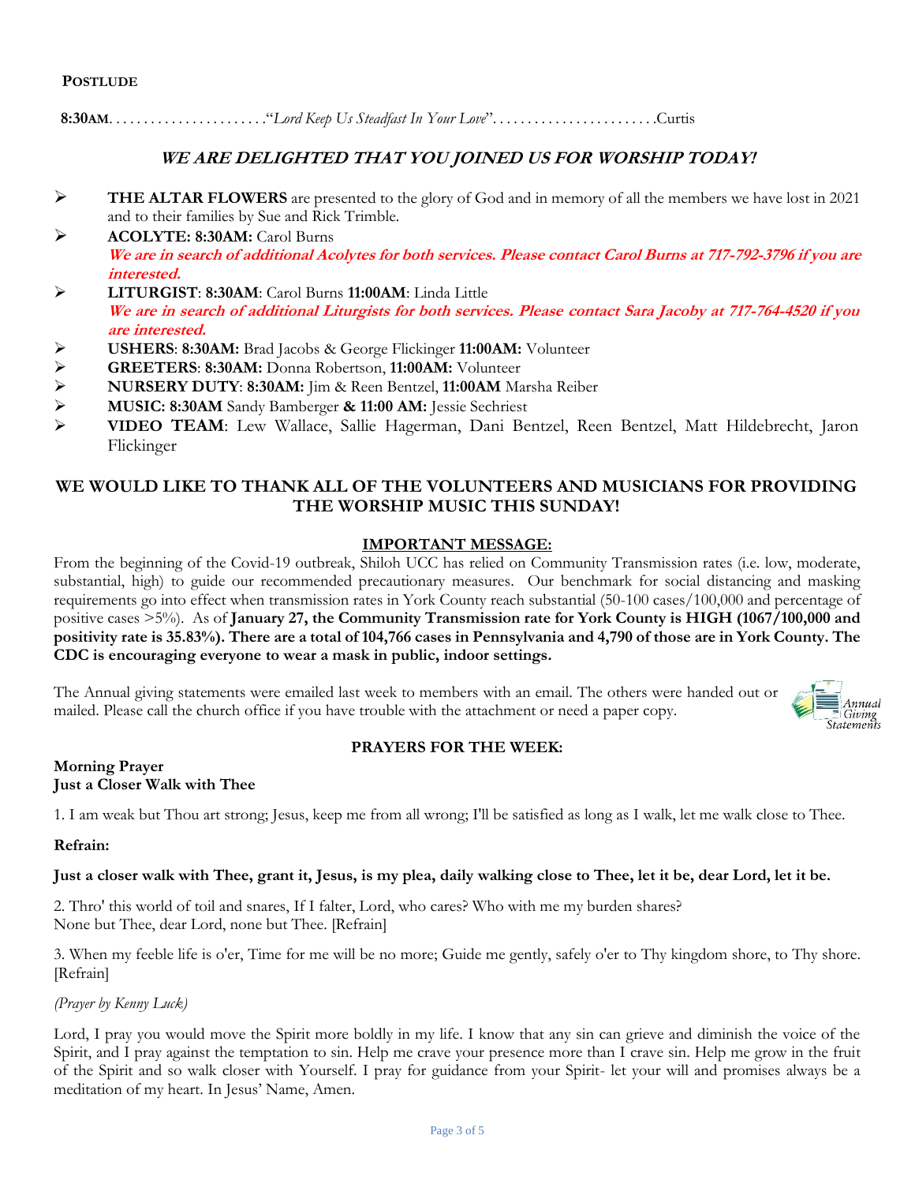**POSTLUDE**

**8:30AM**. . . . . . . . . . . . . . . . . . . . . . . "*Lord Keep Us Steadfast In Your Love*". . . . . . . . . . . . . . . . . . . . . . . . Curtis

## *WE ARE DELIGHTED THAT YOU JOINED US FOR WORSHIP TODAY!*

- **THE ALTAR FLOWERS** are presented to the glory of God and in memory of all the members we have lost in 2021 and to their families by Sue and Rick Trimble.
- **ACOLYTE: 8:30AM:** Carol Burns
  ***We are in search of additional Acolytes for both services. Please contact Carol Burns at 717-792-3796 if you are interested.***
- **LITURGIST**: **8:30AM**: Carol Burns **11:00AM**: Linda Little
  ***We are in search of additional Liturgists for both services. Please contact Sara Jacoby at 717-764-4520 if you are interested.***
- **USHERS**: **8:30AM:** Brad Jacobs & George Flickinger **11:00AM:** Volunteer
- **GREETERS**: **8:30AM:** Donna Robertson, **11:00AM:** Volunteer
- **NURSERY DUTY**: **8:30AM:** Jim & Reen Bentzel, **11:00AM** Marsha Reiber
- **MUSIC: 8:30AM** Sandy Bamberger **& 11:00 AM:** Jessie Sechriest
- **VIDEO TEAM**: Lew Wallace, Sallie Hagerman, Dani Bentzel, Reen Bentzel, Matt Hildebrecht, Jaron Flickinger

## WE WOULD LIKE TO THANK ALL OF THE VOLUNTEERS AND MUSICIANS FOR PROVIDING THE WORSHIP MUSIC THIS SUNDAY!

### IMPORTANT MESSAGE:

From the beginning of the Covid-19 outbreak, Shiloh UCC has relied on Community Transmission rates (i.e. low, moderate, substantial, high) to guide our recommended precautionary measures. Our benchmark for social distancing and masking requirements go into effect when transmission rates in York County reach substantial (50-100 cases/100,000 and percentage of positive cases >5%). As of **January 27, the Community Transmission rate for York County is HIGH (1067/100,000 and positivity rate is 35.83%). There are a total of 104,766 cases in Pennsylvania and 4,790 of those are in York County. The CDC is encouraging everyone to wear a mask in public, indoor settings.**

The Annual giving statements were emailed last week to members with an email. The others were handed out or mailed. Please call the church office if you have trouble with the attachment or need a paper copy.

### PRAYERS FOR THE WEEK:

**Morning Prayer**
**Just a Closer Walk with Thee**

1. I am weak but Thou art strong; Jesus, keep me from all wrong; I'll be satisfied as long as I walk, let me walk close to Thee.

**Refrain:**

**Just a closer walk with Thee, grant it, Jesus, is my plea, daily walking close to Thee, let it be, dear Lord, let it be.**

2. Thro' this world of toil and snares, If I falter, Lord, who cares? Who with me my burden shares?
None but Thee, dear Lord, none but Thee. [Refrain]

3. When my feeble life is o'er, Time for me will be no more; Guide me gently, safely o'er to Thy kingdom shore, to Thy shore. [Refrain]

*(Prayer by Kenny Luck)*

Lord, I pray you would move the Spirit more boldly in my life. I know that any sin can grieve and diminish the voice of the Spirit, and I pray against the temptation to sin. Help me crave your presence more than I crave sin. Help me grow in the fruit of the Spirit and so walk closer with Yourself. I pray for guidance from your Spirit- let your will and promises always be a meditation of my heart. In Jesus' Name, Amen.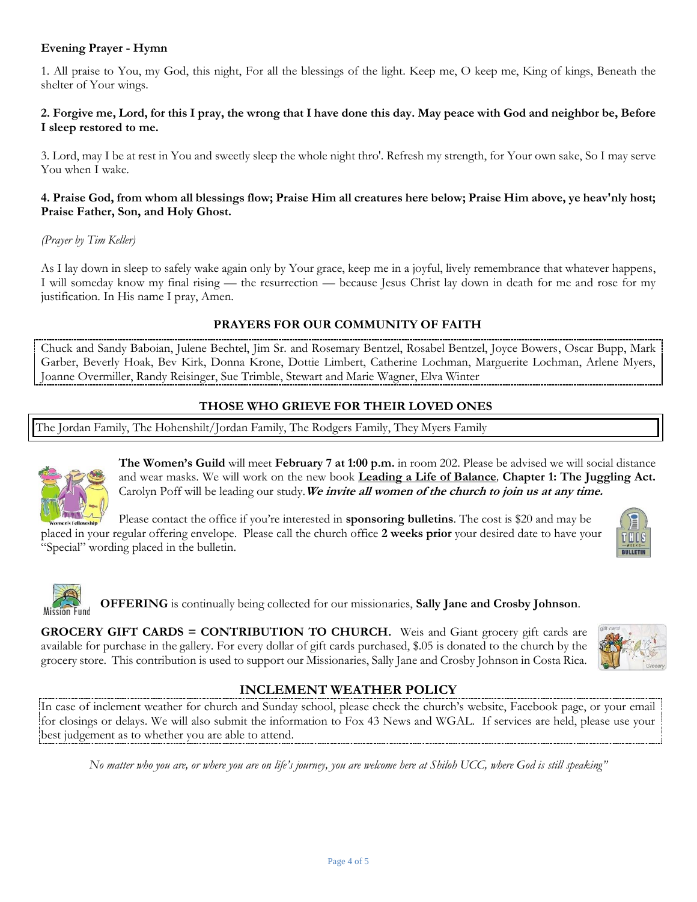**Evening Prayer - Hymn**

1. All praise to You, my God, this night, For all the blessings of the light. Keep me, O keep me, King of kings, Beneath the shelter of Your wings.

**2. Forgive me, Lord, for this I pray, the wrong that I have done this day. May peace with God and neighbor be, Before I sleep restored to me.**

3. Lord, may I be at rest in You and sweetly sleep the whole night thro'. Refresh my strength, for Your own sake, So I may serve You when I wake.

**4. Praise God, from whom all blessings flow; Praise Him all creatures here below; Praise Him above, ye heav'nly host; Praise Father, Son, and Holy Ghost.**

*(Prayer by Tim Keller)*

As I lay down in sleep to safely wake again only by Your grace, keep me in a joyful, lively remembrance that whatever happens, I will someday know my final rising — the resurrection — because Jesus Christ lay down in death for me and rose for my justification. In His name I pray, Amen.

## PRAYERS FOR OUR COMMUNITY OF FAITH

Chuck and Sandy Baboian, Julene Bechtel, Jim Sr. and Rosemary Bentzel, Rosabel Bentzel, Joyce Bowers, Oscar Bupp, Mark Garber, Beverly Hoak, Bev Kirk, Donna Krone, Dottie Limbert, Catherine Lochman, Marguerite Lochman, Arlene Myers, Joanne Overmiller, Randy Reisinger, Sue Trimble, Stewart and Marie Wagner, Elva Winter

## THOSE WHO GRIEVE FOR THEIR LOVED ONES

The Jordan Family, The Hohenshilt/Jordan Family, The Rodgers Family, They Myers Family

**The Women's Guild** will meet **February 7 at 1:00 p.m.** in room 202. Please be advised we will social distance and wear masks. We will work on the new book **Leading a Life of Balance**, **Chapter 1: The Juggling Act.** Carolyn Poff will be leading our study. ***We invite all women of the church to join us at any time.***

Please contact the office if you're interested in **sponsoring bulletins**. The cost is $20 and may be placed in your regular offering envelope. Please call the church office **2 weeks prior** your desired date to have your "Special" wording placed in the bulletin.

**OFFERING** is continually being collected for our missionaries, **Sally Jane and Crosby Johnson**.

**GROCERY GIFT CARDS = CONTRIBUTION TO CHURCH.** Weis and Giant grocery gift cards are available for purchase in the gallery. For every dollar of gift cards purchased, $.05 is donated to the church by the grocery store. This contribution is used to support our Missionaries, Sally Jane and Crosby Johnson in Costa Rica.

## INCLEMENT WEATHER POLICY

In case of inclement weather for church and Sunday school, please check the church's website, Facebook page, or your email for closings or delays. We will also submit the information to Fox 43 News and WGAL. If services are held, please use your best judgement as to whether you are able to attend.

*No matter who you are, or where you are on life's journey, you are welcome here at Shiloh UCC, where God is still speaking"*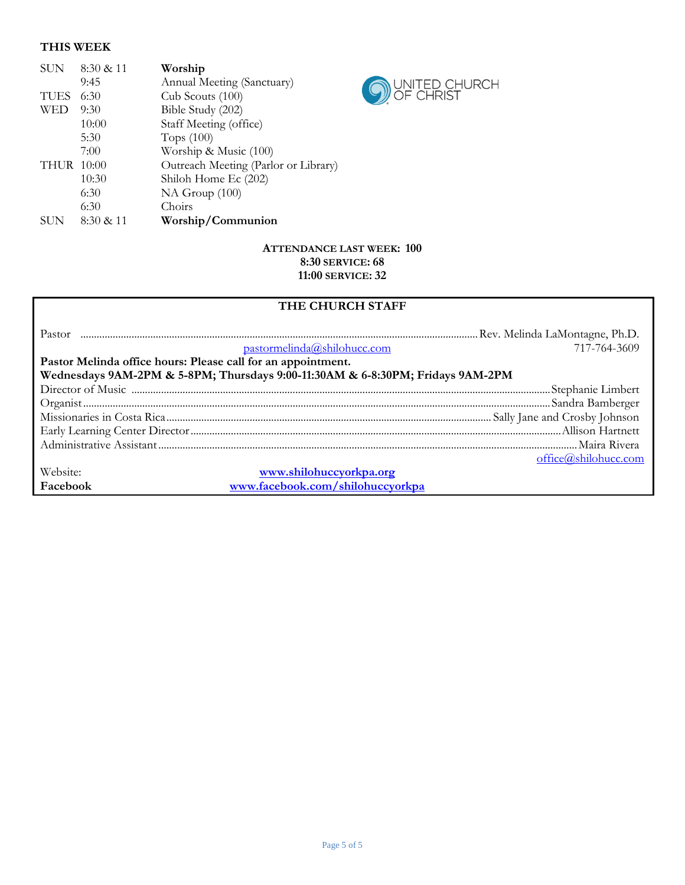**THIS WEEK**

| | | |
|---|---|---|
| SUN | 8:30 & 11 | **Worship** |
| | 9:45 | Annual Meeting (Sanctuary) |
| TUES | 6:30 | Cub Scouts (100) |
| WED | 9:30 | Bible Study (202) |
| | 10:00 | Staff Meeting (office) |
| | 5:30 | Tops (100) |
| | 7:00 | Worship & Music (100) |
| THUR | 10:00 | Outreach Meeting (Parlor or Library) |
| | 10:30 | Shiloh Home Ec (202) |
| | 6:30 | NA Group (100) |
| | 6:30 | Choirs |
| SUN | 8:30 & 11 | **Worship/Communion** |

UNITED CHURCH OF CHRIST

**ATTENDANCE LAST WEEK: 100**
**8:30 SERVICE: 68**
**11:00 SERVICE: 32**

**THE CHURCH STAFF**

Pastor .................... Rev. Melinda LaMontagne, Ph.D.
pastormelinda@shilohucc.com 717-764-3609

**Pastor Melinda office hours: Please call for an appointment.**
**Wednesdays 9AM-2PM & 5-8PM; Thursdays 9:00-11:30AM & 6-8:30PM; Fridays 9AM-2PM**

Director of Music .................... Stephanie Limbert
Organist .................... Sandra Bamberger
Missionaries in Costa Rica .................... Sally Jane and Crosby Johnson
Early Learning Center Director .................... Allison Hartnett
Administrative Assistant .................... Maira Rivera
office@shilohucc.com

Website: **www.shilohuccyorkpa.org**
**Facebook** **www.facebook.com/shilohuccyorkpa**